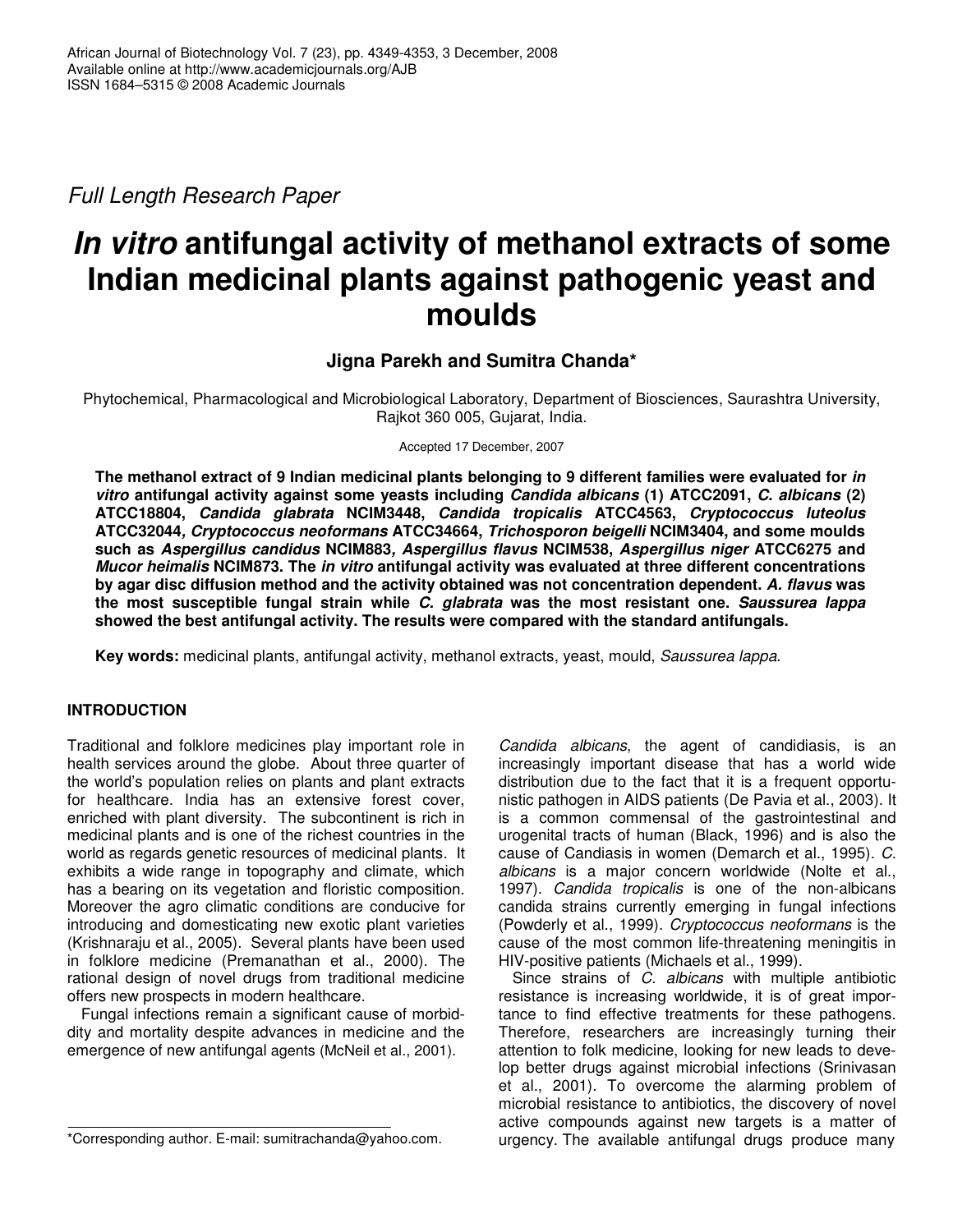Full Length Research Paper

# *In vitro* antifungal activity of methanol extracts of some Indian medicinal plants against pathogenic yeast and moulds

**Jigna Parekh and Sumitra Chanda***

Phytochemical, Pharmacological and Microbiological Laboratory, Department of Biosciences, Saurashtra University, Rajkot 360 005, Gujarat, India.

Accepted 17 December, 2007

**The methanol extract of 9 Indian medicinal plants belonging to 9 different families were evaluated for *in vitro* antifungal activity against some yeasts including *Candida albicans* (1) ATCC2091, *C. albicans* (2) ATCC18804, *Candida glabrata* NCIM3448, *Candida tropicalis* ATCC4563, *Cryptococcus luteolus* ATCC32044, *Cryptococcus neoformans* ATCC34664, *Trichosporon beigelli* NCIM3404, and some moulds such as *Aspergillus candidus* NCIM883, *Aspergillus flavus* NCIM538, *Aspergillus niger* ATCC6275 and *Mucor heimalis* NCIM873. The *in vitro* antifungal activity was evaluated at three different concentrations by agar disc diffusion method and the activity obtained was not concentration dependent. *A. flavus* was the most susceptible fungal strain while *C. glabrata* was the most resistant one. *Saussurea lappa* showed the best antifungal activity. The results were compared with the standard antifungals.**

**Key words:** medicinal plants, antifungal activity, methanol extracts, yeast, mould, *Saussurea lappa.*

## INTRODUCTION

Traditional and folklore medicines play important role in health services around the globe. About three quarter of the world's population relies on plants and plant extracts for healthcare. India has an extensive forest cover, enriched with plant diversity. The subcontinent is rich in medicinal plants and is one of the richest countries in the world as regards genetic resources of medicinal plants. It exhibits a wide range in topography and climate, which has a bearing on its vegetation and floristic composition. Moreover the agro climatic conditions are conducive for introducing and domesticating new exotic plant varieties (Krishnaraju et al., 2005). Several plants have been used in folklore medicine (Premanathan et al., 2000). The rational design of novel drugs from traditional medicine offers new prospects in modern healthcare.

Fungal infections remain a significant cause of morbidity and mortality despite advances in medicine and the emergence of new antifungal agents (McNeil et al., 2001).

*Candida albicans*, the agent of candidiasis, is an increasingly important disease that has a world wide distribution due to the fact that it is a frequent opportunistic pathogen in AIDS patients (De Pavia et al., 2003). It is a common commensal of the gastrointestinal and urogenital tracts of human (Black, 1996) and is also the cause of Candiasis in women (Demarch et al., 1995). *C. albicans* is a major concern worldwide (Nolte et al., 1997). *Candida tropicalis* is one of the non-albicans candida strains currently emerging in fungal infections (Powderly et al., 1999). *Cryptococcus neoformans* is the cause of the most common life-threatening meningitis in HIV-positive patients (Michaels et al., 1999).

Since strains of *C. albicans* with multiple antibiotic resistance is increasing worldwide, it is of great importance to find effective treatments for these pathogens. Therefore, researchers are increasingly turning their attention to folk medicine, looking for new leads to develop better drugs against microbial infections (Srinivasan et al., 2001). To overcome the alarming problem of microbial resistance to antibiotics, the discovery of novel active compounds against new targets is a matter of urgency. The available antifungal drugs produce many

*Corresponding author. E-mail: sumitrachanda@yahoo.com.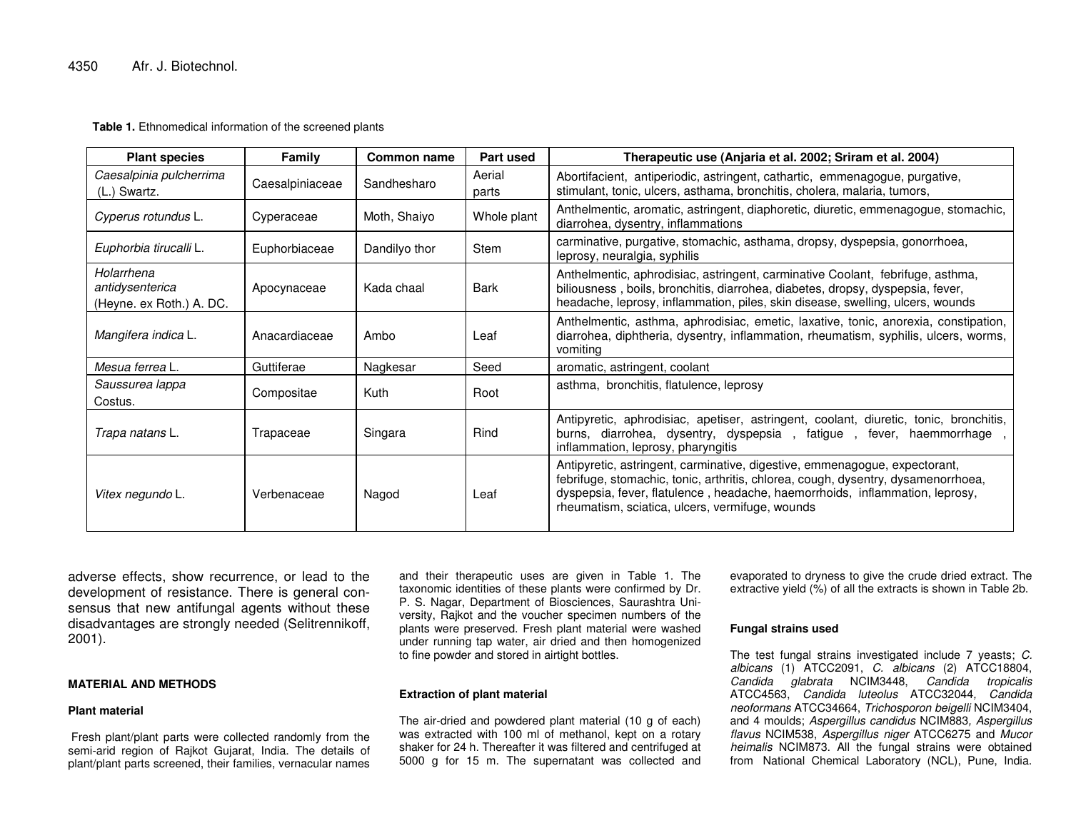**Table 1.** Ethnomedical information of the screened plants

| Plant species | Family | Common name | Part used | Therapeutic use (Anjaria et al. 2002; Sriram et al. 2004) |
|---|---|---|---|---|
| *Caesalpinia pulcherrima* (L.) Swartz. | Caesalpiniaceae | Sandhesharo | Aerial parts | Abortifacient, antiperiodic, astringent, cathartic, emmenagogue, purgative, stimulant, tonic, ulcers, asthama, bronchitis, cholera, malaria, tumors, |
| *Cyperus rotundus* L. | Cyperaceae | Moth, Shaiyo | Whole plant | Anthelmentic, aromatic, astringent, diaphoretic, diuretic, emmenagogue, stomachic, diarrohea, dysentry, inflammations |
| *Euphorbia tirucalli* L. | Euphorbiaceae | Dandilyo thor | Stem | carminative, purgative, stomachic, asthama, dropsy, dyspepsia, gonorrhoea, leprosy, neuralgia, syphilis |
| *Holarrhena antidysenterica* (Heyne. ex Roth.) A. DC. | Apocynaceae | Kada chaal | Bark | Anthelmentic, aphrodisiac, astringent, carminative Coolant, febrifuge, asthma, biliousness , boils, bronchitis, diarrohea, diabetes, dropsy, dyspepsia, fever, headache, leprosy, inflammation, piles, skin disease, swelling, ulcers, wounds |
| *Mangifera indica* L. | Anacardiaceae | Ambo | Leaf | Anthelmentic, asthma, aphrodisiac, emetic, laxative, tonic, anorexia, constipation, diarrohea, diphtheria, dysentry, inflammation, rheumatism, syphilis, ulcers, worms, vomiting |
| *Mesua ferrea* L. | Guttiferae | Nagkesar | Seed | aromatic, astringent, coolant |
| *Saussurea lappa* Costus. | Compositae | Kuth | Root | asthma, bronchitis, flatulence, leprosy |
| *Trapa natans* L. | Trapaceae | Singara | Rind | Antipyretic, aphrodisiac, apetiser, astringent, coolant, diuretic, tonic, bronchitis, burns, diarrohea, dysentry, dyspepsia , fatigue , fever, haemmorrhage , inflammation, leprosy, pharyngitis |
| *Vitex negundo* L. | Verbenaceae | Nagod | Leaf | Antipyretic, astringent, carminative, digestive, emmenagogue, expectorant, febrifuge, stomachic, tonic, arthritis, chlorea, cough, dysentry, dysamenorrhoea, dyspepsia, fever, flatulence , headache, haemorrhoids, inflammation, leprosy, rheumatism, sciatica, ulcers, vermifuge, wounds |

adverse effects, show recurrence, or lead to the development of resistance. There is general consensus that new antifungal agents without these disadvantages are strongly needed (Selitrennikoff, 2001).

## MATERIAL AND METHODS

### Plant material

Fresh plant/plant parts were collected randomly from the semi-arid region of Rajkot Gujarat, India. The details of plant/plant parts screened, their families, vernacular names and their therapeutic uses are given in Table 1. The taxonomic identities of these plants were confirmed by Dr. P. S. Nagar, Department of Biosciences, Saurashtra University, Rajkot and the voucher specimen numbers of the plants were preserved. Fresh plant material were washed under running tap water, air dried and then homogenized to fine powder and stored in airtight bottles.

### Extraction of plant material

The air-dried and powdered plant material (10 g of each) was extracted with 100 ml of methanol, kept on a rotary shaker for 24 h. Thereafter it was filtered and centrifuged at 5000 g for 15 m. The supernatant was collected and evaporated to dryness to give the crude dried extract. The extractive yield (%) of all the extracts is shown in Table 2b.

### Fungal strains used

The test fungal strains investigated include 7 yeasts; *C. albicans* (1) ATCC2091, *C. albicans* (2) ATCC18804, *Candida glabrata* NCIM3448, *Candida tropicalis* ATCC4563, *Candida luteolus* ATCC32044, *Candida neoformans* ATCC34664, *Trichosporon beigelli* NCIM3404, and 4 moulds; *Aspergillus candidus* NCIM883, *Aspergillus flavus* NCIM538, *Aspergillus niger* ATCC6275 and *Mucor heimalis* NCIM873. All the fungal strains were obtained from National Chemical Laboratory (NCL), Pune, India.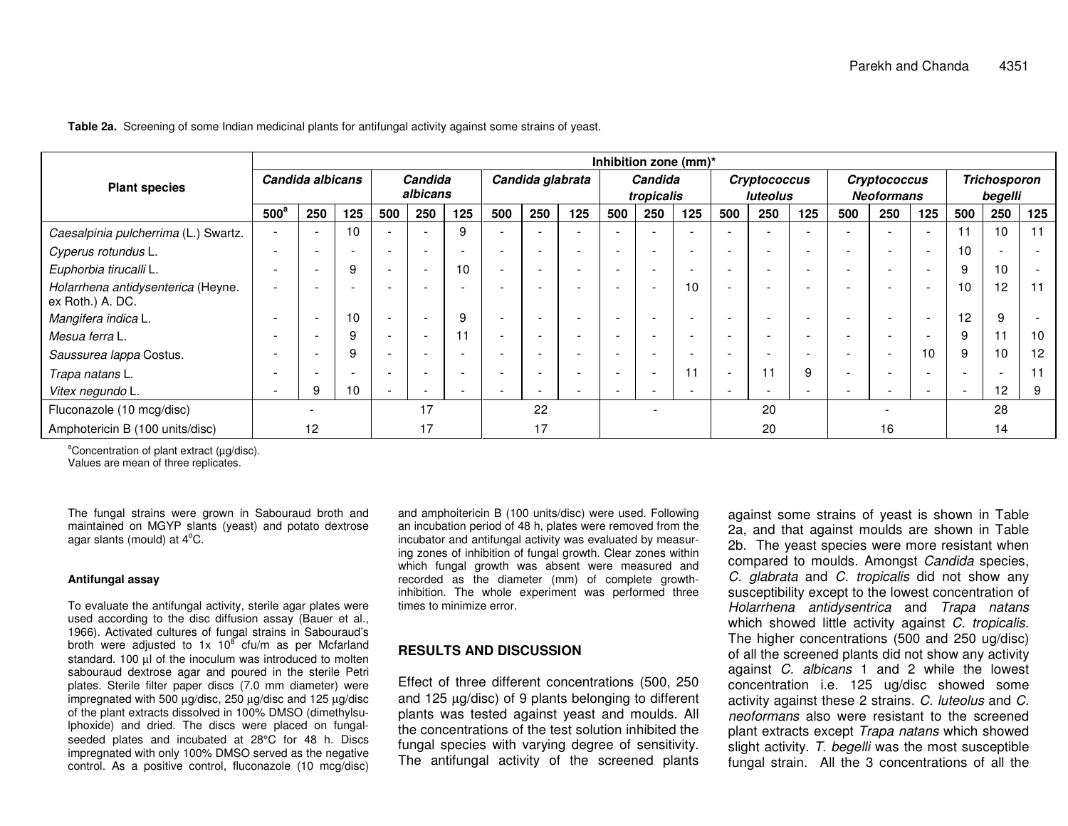**Table 2a.** Screening of some Indian medicinal plants for antifungal activity against some strains of yeast.

| Plant species | Inhibition zone (mm)* | | | | | | | | | | | | | | | | | | | | |
|---|---|---|---|---|---|---|---|---|---|---|---|---|---|---|---|---|---|---|---|---|---|
| | *Candida albicans* | | | *Candida albicans* | | | *Candida glabrata* | | | *Candida tropicalis* | | | *Cryptococcus luteolus* | | | *Cryptococcus Neoformans* | | | *Trichosporon begelli* | | |
| | 500[a] | 250 | 125 | 500 | 250 | 125 | 500 | 250 | 125 | 500 | 250 | 125 | 500 | 250 | 125 | 500 | 250 | 125 | 500 | 250 | 125 |
| *Caesalpinia pulcherrima* (L.) Swartz. | - | - | 10 | - | - | 9 | - | - | - | - | - | - | - | - | - | - | - | - | 11 | 10 | 11 |
| *Cyperus rotundus* L. | - | - | - | - | - | - | - | - | - | - | - | - | - | - | - | - | - | - | 10 | - | - |
| *Euphorbia tirucalli* L. | - | - | 9 | - | - | 10 | - | - | - | - | - | - | - | - | - | - | - | - | 9 | 10 | - |
| *Holarrhena antidysenterica* (Heyne. ex Roth.) A. DC. | - | - | - | - | - | - | - | - | - | - | - | 10 | - | - | - | - | - | - | 10 | 12 | 11 |
| *Mangifera indica* L. | - | - | 10 | - | - | 9 | - | - | - | - | - | - | - | - | - | - | - | - | 12 | 9 | - |
| *Mesua ferra* L. | - | - | 9 | - | - | 11 | - | - | - | - | - | - | - | - | - | - | - | - | 9 | 11 | 10 |
| *Saussurea lappa* Costus. | - | - | 9 | - | - | - | - | - | - | - | - | - | - | - | - | - | - | 10 | 9 | 10 | 12 |
| *Trapa natans* L. | - | - | - | - | - | - | - | - | - | - | - | 11 | - | 11 | 9 | - | - | - | - | - | 11 |
| *Vitex negundo* L. | - | 9 | 10 | - | - | - | - | - | - | - | - | - | - | - | - | - | - | - | - | 12 | 9 |
| Fluconazole (10 mcg/disc) | - | | | 17 | | | 22 | | | - | | | 20 | | | - | | | 28 | | |
| Amphotericin B (100 units/disc) | 12 | | | 17 | | | 17 | | | | | | 20 | | | 16 | | | 14 | | |

[a]Concentration of plant extract (µg/disc).
Values are mean of three replicates.

The fungal strains were grown in Sabouraud broth and maintained on MGYP slants (yeast) and potato dextrose agar slants (mould) at 4°C.

#### Antifungal assay

To evaluate the antifungal activity, sterile agar plates were used according to the disc diffusion assay (Bauer et al., 1966). Activated cultures of fungal strains in Sabouraud's broth were adjusted to 1x $10^8$ cfu/m as per Mcfarland standard. 100 µl of the inoculum was introduced to molten sabouraud dextrose agar and poured in the sterile Petri plates. Sterile filter paper discs (7.0 mm diameter) were impregnated with 500 µg/disc, 250 µg/disc and 125 µg/disc of the plant extracts dissolved in 100% DMSO (dimethylsulphoxide) and dried. The discs were placed on fungal-seeded plates and incubated at 28°C for 48 h. Discs impregnated with only 100% DMSO served as the negative control. As a positive control, fluconazole (10 mcg/disc) and amphoitericin B (100 units/disc) were used. Following an incubation period of 48 h, plates were removed from the incubator and antifungal activity was evaluated by measuring zones of inhibition of fungal growth. Clear zones within which fungal growth was absent were measured and recorded as the diameter (mm) of complete growth-inhibition. The whole experiment was performed three times to minimize error.

## RESULTS AND DISCUSSION

Effect of three different concentrations (500, 250 and 125 µg/disc) of 9 plants belonging to different plants was tested against yeast and moulds. All the concentrations of the test solution inhibited the fungal species with varying degree of sensitivity. The antifungal activity of the screened plants against some strains of yeast is shown in Table 2a, and that against moulds are shown in Table 2b. The yeast species were more resistant when compared to moulds. Amongst *Candida* species, *C. glabrata* and *C. tropicalis* did not show any susceptibility except to the lowest concentration of *Holarrhena antidysentrica* and *Trapa natans* which showed little activity against *C. tropicalis*. The higher concentrations (500 and 250 ug/disc) of all the screened plants did not show any activity against *C. albicans* 1 and 2 while the lowest concentration i.e. 125 ug/disc showed some activity against these 2 strains. *C. luteolus* and *C. neoformans* also were resistant to the screened plant extracts except *Trapa natans* which showed slight activity. *T. begelli* was the most susceptible fungal strain. All the 3 concentrations of all the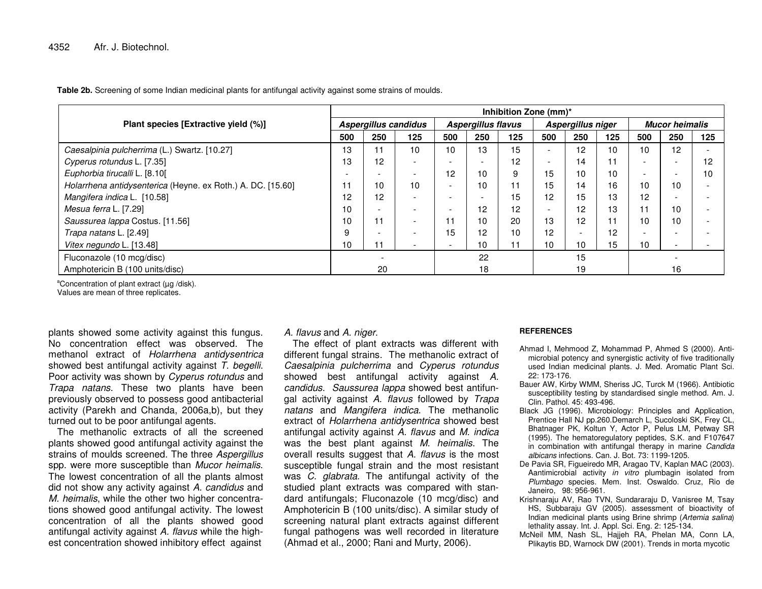**Table 2b.** Screening of some Indian medicinal plants for antifungal activity against some strains of moulds.

| Plant species [Extractive yield (%)] | Inhibition Zone (mm)* | | | | | | | | | | | |
|---|---|---|---|---|---|---|---|---|---|---|---|---|
| | *Aspergillus candidus* | | | *Aspergillus flavus* | | | *Aspergillus niger* | | | *Mucor heimalis* | | |
| | 500 | 250 | 125 | 500 | 250 | 125 | 500 | 250 | 125 | 500 | 250 | 125 |
| *Caesalpinia pulcherrima* (L.) Swartz. [10.27] | 13 | 11 | 10 | 10 | 13 | 15 | - | 12 | 10 | 10 | 12 | - |
| *Cyperus rotundus* L. [7.35] | 13 | 12 | - | - | - | 12 | - | 14 | 11 | - | - | 12 |
| *Euphorbia tirucalli* L. [8.10[ | - | - | - | 12 | 10 | 9 | 15 | 10 | 10 | - | - | 10 |
| *Holarrhena antidysenterica* (Heyne. ex Roth.) A. DC. [15.60] | 11 | 10 | 10 | - | 10 | 11 | 15 | 14 | 16 | 10 | 10 | - |
| *Mangifera indica* L. [10.58] | 12 | 12 | - | - | - | 15 | 12 | 15 | 13 | 12 | - | - |
| *Mesua ferra* L. [7.29] | 10 | - | - | - | 12 | 12 | - | 12 | 13 | 11 | 10 | - |
| *Saussurea lappa* Costus. [11.56] | 10 | 11 | - | 11 | 10 | 20 | 13 | 12 | 11 | 10 | 10 | - |
| *Trapa natans* L. [2.49] | 9 | - | - | 15 | 12 | 10 | 12 | - | 12 | - | - | - |
| *Vitex negundo* L. [13.48] | 10 | 11 | - | - | 10 | 11 | 10 | 10 | 15 | 10 | - | - |
| Fluconazole (10 mcg/disc) | | - | | | 22 | | | 15 | | | - | |
| Amphotericin B (100 units/disc) | | 20 | | | 18 | | | 19 | | | 16 | |

[a]Concentration of plant extract (µg /disk).
Values are mean of three replicates.

plants showed some activity against this fungus. No concentration effect was observed. The methanol extract of *Holarrhena antidysentrica* showed best antifungal activity against *T. begelli*. Poor activity was shown by *Cyperus rotundus* and *Trapa natans*. These two plants have been previously observed to possess good antibacterial activity (Parekh and Chanda, 2006a,b), but they turned out to be poor antifungal agents.

The methanolic extracts of all the screened plants showed good antifungal activity against the strains of moulds screened. The three *Aspergillus* spp. were more susceptible than *Mucor heimalis*. The lowest concentration of all the plants almost did not show any activity against *A. candidus* and *M. heimalis*, while the other two higher concentrations showed good antifungal activity. The lowest concentration of all the plants showed good antifungal activity against *A. flavus* while the highest concentration showed inhibitory effect against *A. flavus* and *A. niger*.

The effect of plant extracts was different with different fungal strains. The methanolic extract of *Caesalpinia pulcherrima* and *Cyperus rotundus* showed best antifungal activity against *A. candidus*. *Saussurea lappa* showed best antifungal activity against *A. flavus* followed by *Trapa natans* and *Mangifera indica*. The methanolic extract of *Holarrhena antidysentrica* showed best antifungal activity against *A. flavus* and *M. indica* was the best plant against *M. heimalis*. The overall results suggest that *A. flavus* is the most susceptible fungal strain and the most resistant was *C. glabrata*. The antifungal activity of the studied plant extracts was compared with standard antifungals; Fluconazole (10 mcg/disc) and Amphotericin B (100 units/disc). A similar study of screening natural plant extracts against different fungal pathogens was well recorded in literature (Ahmad et al., 2000; Rani and Murty, 2006).

## REFERENCES

Ahmad I, Mehmood Z, Mohammad P, Ahmed S (2000). Antimicrobial potency and synergistic activity of five traditionally used Indian medicinal plants. J. Med. Aromatic Plant Sci. 22: 173-176.

Bauer AW, Kirby WMM, Sheriss JC, Turck M (1966). Antibiotic susceptibility testing by standardised single method. Am. J. Clin. Pathol. 45: 493-496.

Black JG (1996). Microbiology: Principles and Application, Prentice Hall NJ pp.260.Demarch L, Sucoloski SK, Frey CL, Bhatnager PK, Koltun Y, Actor P, Pelus LM, Petway SR (1995). The hematoregulatory peptides, S.K. and F107647 in combination with antifungal therapy in marine *Candida albicans* infections. Can. J. Bot. 73: 1199-1205.

De Pavia SR, Figueiredo MR, Aragao TV, Kaplan MAC (2003). Aantimicrobial activity *in vitro* plumbagin isolated from *Plumbago* species. Mem. Inst. Oswaldo. Cruz, Rio de Janeiro, 98: 956-961.

Krishnaraju AV, Rao TVN, Sundararaju D, Vanisree M, Tsay HS, Subbaraju GV (2005). assessment of bioactivity of Indian medicinal plants using Brine shrimp (*Artemia salina*) lethality assay. Int. J. Appl. Sci. Eng. 2: 125-134.

McNeil MM, Nash SL, Hajjeh RA, Phelan MA, Conn LA, Plikaytis BD, Warnock DW (2001). Trends in morta mycotic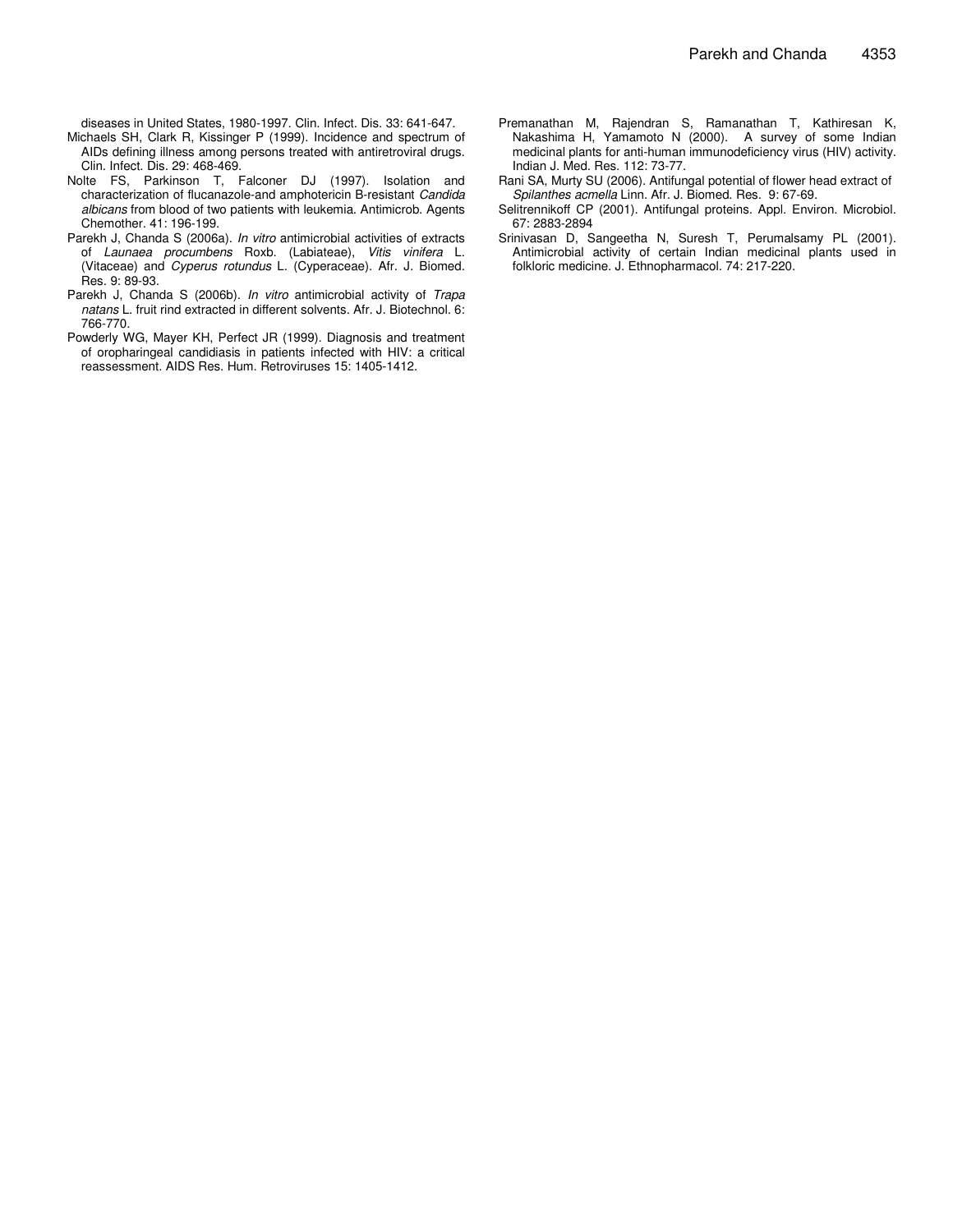diseases in United States, 1980-1997. Clin. Infect. Dis. 33: 641-647.

Michaels SH, Clark R, Kissinger P (1999). Incidence and spectrum of AIDs defining illness among persons treated with antiretroviral drugs. Clin. Infect. Dis. 29: 468-469.

Nolte FS, Parkinson T, Falconer DJ (1997). Isolation and characterization of flucanazole-and amphotericin B-resistant *Candida albicans* from blood of two patients with leukemia. Antimicrob. Agents Chemother. 41: 196-199.

Parekh J, Chanda S (2006a). *In vitro* antimicrobial activities of extracts of *Launaea procumbens* Roxb. (Labiateae), *Vitis vinifera* L. (Vitaceae) and *Cyperus rotundus* L. (Cyperaceae). Afr. J. Biomed. Res. 9: 89-93.

Parekh J, Chanda S (2006b). *In vitro* antimicrobial activity of *Trapa natans* L. fruit rind extracted in different solvents. Afr. J. Biotechnol. 6: 766-770.

Powderly WG, Mayer KH, Perfect JR (1999). Diagnosis and treatment of oropharingeal candidiasis in patients infected with HIV: a critical reassessment. AIDS Res. Hum. Retroviruses 15: 1405-1412.

Premanathan M, Rajendran S, Ramanathan T, Kathiresan K, Nakashima H, Yamamoto N (2000). A survey of some Indian medicinal plants for anti-human immunodeficiency virus (HIV) activity. Indian J. Med. Res. 112: 73-77.

Rani SA, Murty SU (2006). Antifungal potential of flower head extract of *Spilanthes acmella* Linn. Afr. J. Biomed. Res. 9: 67-69.

Selitrennikoff CP (2001). Antifungal proteins. Appl. Environ. Microbiol. 67: 2883-2894

Srinivasan D, Sangeetha N, Suresh T, Perumalsamy PL (2001). Antimicrobial activity of certain Indian medicinal plants used in folkloric medicine. J. Ethnopharmacol. 74: 217-220.